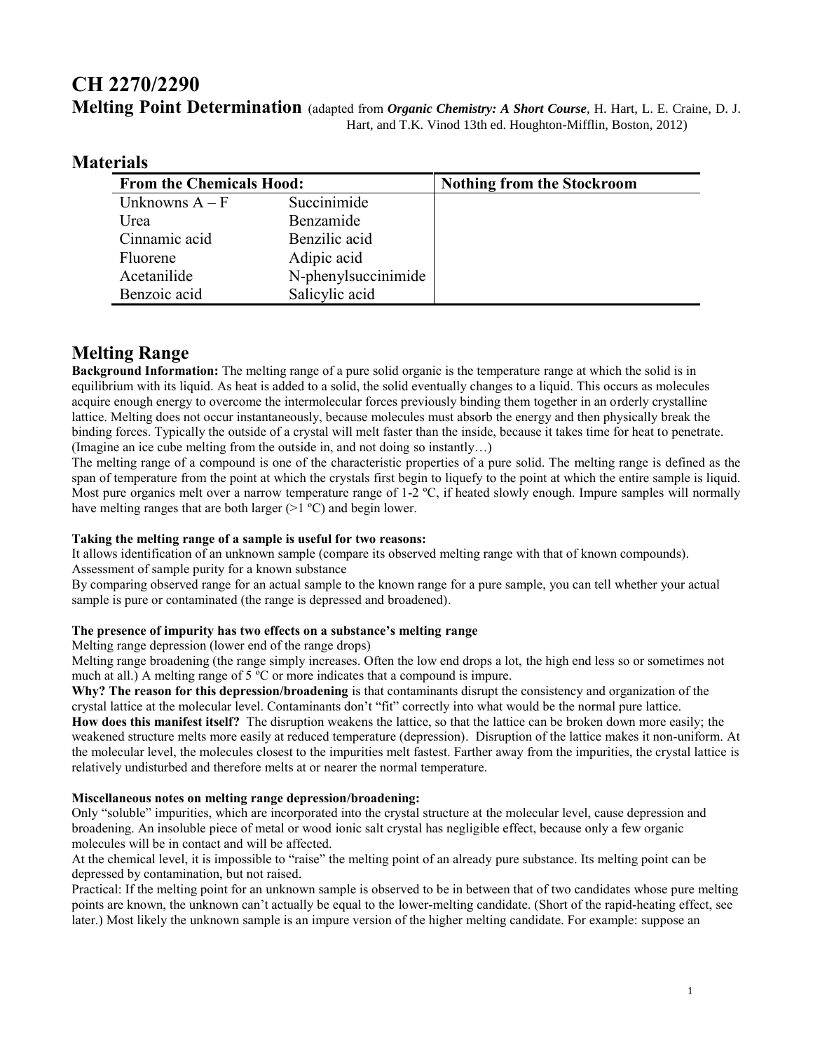# CH 2270/2290

**Melting Point Determination** (adapted from ***Organic Chemistry: A Short Course***, H. Hart, L. E. Craine, D. J. Hart, and T.K. Vinod 13th ed. Houghton-Mifflin, Boston, 2012)

## Materials

| From the Chemicals Hood: | | Nothing from the Stockroom |
|---|---|---|
| Unknowns A – F | Succinimide | |
| Urea | Benzamide | |
| Cinnamic acid | Benzilic acid | |
| Fluorene | Adipic acid | |
| Acetanilide | N-phenylsuccinimide | |
| Benzoic acid | Salicylic acid | |

## Melting Range

**Background Information:** The melting range of a pure solid organic is the temperature range at which the solid is in equilibrium with its liquid. As heat is added to a solid, the solid eventually changes to a liquid. This occurs as molecules acquire enough energy to overcome the intermolecular forces previously binding them together in an orderly crystalline lattice. Melting does not occur instantaneously, because molecules must absorb the energy and then physically break the binding forces. Typically the outside of a crystal will melt faster than the inside, because it takes time for heat to penetrate. (Imagine an ice cube melting from the outside in, and not doing so instantly…)

The melting range of a compound is one of the characteristic properties of a pure solid. The melting range is defined as the span of temperature from the point at which the crystals first begin to liquefy to the point at which the entire sample is liquid. Most pure organics melt over a narrow temperature range of 1-2 ºC, if heated slowly enough. Impure samples will normally have melting ranges that are both larger (>1 ºC) and begin lower.

**Taking the melting range of a sample is useful for two reasons:**

It allows identification of an unknown sample (compare its observed melting range with that of known compounds).

Assessment of sample purity for a known substance

By comparing observed range for an actual sample to the known range for a pure sample, you can tell whether your actual sample is pure or contaminated (the range is depressed and broadened).

**The presence of impurity has two effects on a substance's melting range**

Melting range depression (lower end of the range drops)

Melting range broadening (the range simply increases. Often the low end drops a lot, the high end less so or sometimes not much at all.) A melting range of 5 ºC or more indicates that a compound is impure.

**Why? The reason for this depression/broadening** is that contaminants disrupt the consistency and organization of the crystal lattice at the molecular level. Contaminants don't "fit" correctly into what would be the normal pure lattice.

**How does this manifest itself?** The disruption weakens the lattice, so that the lattice can be broken down more easily; the weakened structure melts more easily at reduced temperature (depression). Disruption of the lattice makes it non-uniform. At the molecular level, the molecules closest to the impurities melt fastest. Farther away from the impurities, the crystal lattice is relatively undisturbed and therefore melts at or nearer the normal temperature.

**Miscellaneous notes on melting range depression/broadening:**

Only "soluble" impurities, which are incorporated into the crystal structure at the molecular level, cause depression and broadening. An insoluble piece of metal or wood ionic salt crystal has negligible effect, because only a few organic molecules will be in contact and will be affected.

At the chemical level, it is impossible to "raise" the melting point of an already pure substance. Its melting point can be depressed by contamination, but not raised.

Practical: If the melting point for an unknown sample is observed to be in between that of two candidates whose pure melting points are known, the unknown can't actually be equal to the lower-melting candidate. (Short of the rapid-heating effect, see later.) Most likely the unknown sample is an impure version of the higher melting candidate. For example: suppose an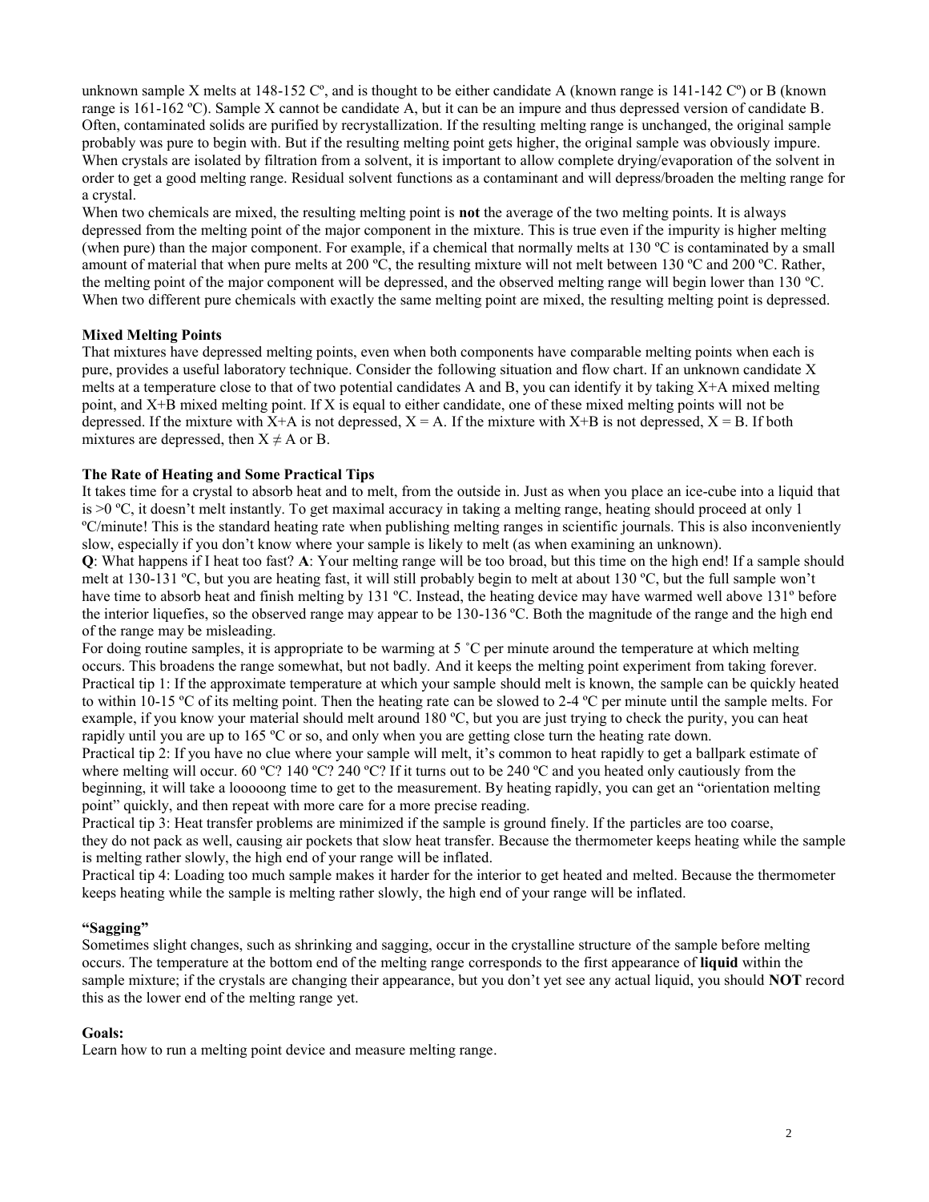unknown sample X melts at 148-152 Cº, and is thought to be either candidate A (known range is 141-142 Cº) or B (known range is 161-162 ºC). Sample X cannot be candidate A, but it can be an impure and thus depressed version of candidate B. Often, contaminated solids are purified by recrystallization. If the resulting melting range is unchanged, the original sample probably was pure to begin with. But if the resulting melting point gets higher, the original sample was obviously impure. When crystals are isolated by filtration from a solvent, it is important to allow complete drying/evaporation of the solvent in order to get a good melting range. Residual solvent functions as a contaminant and will depress/broaden the melting range for a crystal.

When two chemicals are mixed, the resulting melting point is **not** the average of the two melting points. It is always depressed from the melting point of the major component in the mixture. This is true even if the impurity is higher melting (when pure) than the major component. For example, if a chemical that normally melts at 130 ºC is contaminated by a small amount of material that when pure melts at 200 ºC, the resulting mixture will not melt between 130 ºC and 200 ºC. Rather, the melting point of the major component will be depressed, and the observed melting range will begin lower than 130 ºC. When two different pure chemicals with exactly the same melting point are mixed, the resulting melting point is depressed.

**Mixed Melting Points**

That mixtures have depressed melting points, even when both components have comparable melting points when each is pure, provides a useful laboratory technique. Consider the following situation and flow chart. If an unknown candidate X melts at a temperature close to that of two potential candidates A and B, you can identify it by taking X+A mixed melting point, and X+B mixed melting point. If X is equal to either candidate, one of these mixed melting points will not be depressed. If the mixture with X+A is not depressed, X = A. If the mixture with X+B is not depressed, X = B. If both mixtures are depressed, then $X \neq A$ or B.

**The Rate of Heating and Some Practical Tips**

It takes time for a crystal to absorb heat and to melt, from the outside in. Just as when you place an ice-cube into a liquid that is >0 ºC, it doesn't melt instantly. To get maximal accuracy in taking a melting range, heating should proceed at only 1 ºC/minute! This is the standard heating rate when publishing melting ranges in scientific journals. This is also inconveniently slow, especially if you don't know where your sample is likely to melt (as when examining an unknown).

**Q**: What happens if I heat too fast? **A**: Your melting range will be too broad, but this time on the high end! If a sample should melt at 130-131 ºC, but you are heating fast, it will still probably begin to melt at about 130 ºC, but the full sample won't have time to absorb heat and finish melting by 131 ºC. Instead, the heating device may have warmed well above 131º before the interior liquefies, so the observed range may appear to be 130-136 ºC. Both the magnitude of the range and the high end of the range may be misleading.

For doing routine samples, it is appropriate to be warming at 5 ˚C per minute around the temperature at which melting occurs. This broadens the range somewhat, but not badly. And it keeps the melting point experiment from taking forever.

Practical tip 1: If the approximate temperature at which your sample should melt is known, the sample can be quickly heated to within 10-15 ºC of its melting point. Then the heating rate can be slowed to 2-4 ºC per minute until the sample melts. For example, if you know your material should melt around 180 ºC, but you are just trying to check the purity, you can heat rapidly until you are up to 165 ºC or so, and only when you are getting close turn the heating rate down.

Practical tip 2: If you have no clue where your sample will melt, it's common to heat rapidly to get a ballpark estimate of where melting will occur. 60 ºC? 140 ºC? 240 ºC? If it turns out to be 240 ºC and you heated only cautiously from the beginning, it will take a looooong time to get to the measurement. By heating rapidly, you can get an "orientation melting point" quickly, and then repeat with more care for a more precise reading.

Practical tip 3: Heat transfer problems are minimized if the sample is ground finely. If the particles are too coarse, they do not pack as well, causing air pockets that slow heat transfer. Because the thermometer keeps heating while the sample is melting rather slowly, the high end of your range will be inflated.

Practical tip 4: Loading too much sample makes it harder for the interior to get heated and melted. Because the thermometer keeps heating while the sample is melting rather slowly, the high end of your range will be inflated.

**"Sagging"**

Sometimes slight changes, such as shrinking and sagging, occur in the crystalline structure of the sample before melting occurs. The temperature at the bottom end of the melting range corresponds to the first appearance of **liquid** within the sample mixture; if the crystals are changing their appearance, but you don't yet see any actual liquid, you should **NOT** record this as the lower end of the melting range yet.

**Goals:**

Learn how to run a melting point device and measure melting range.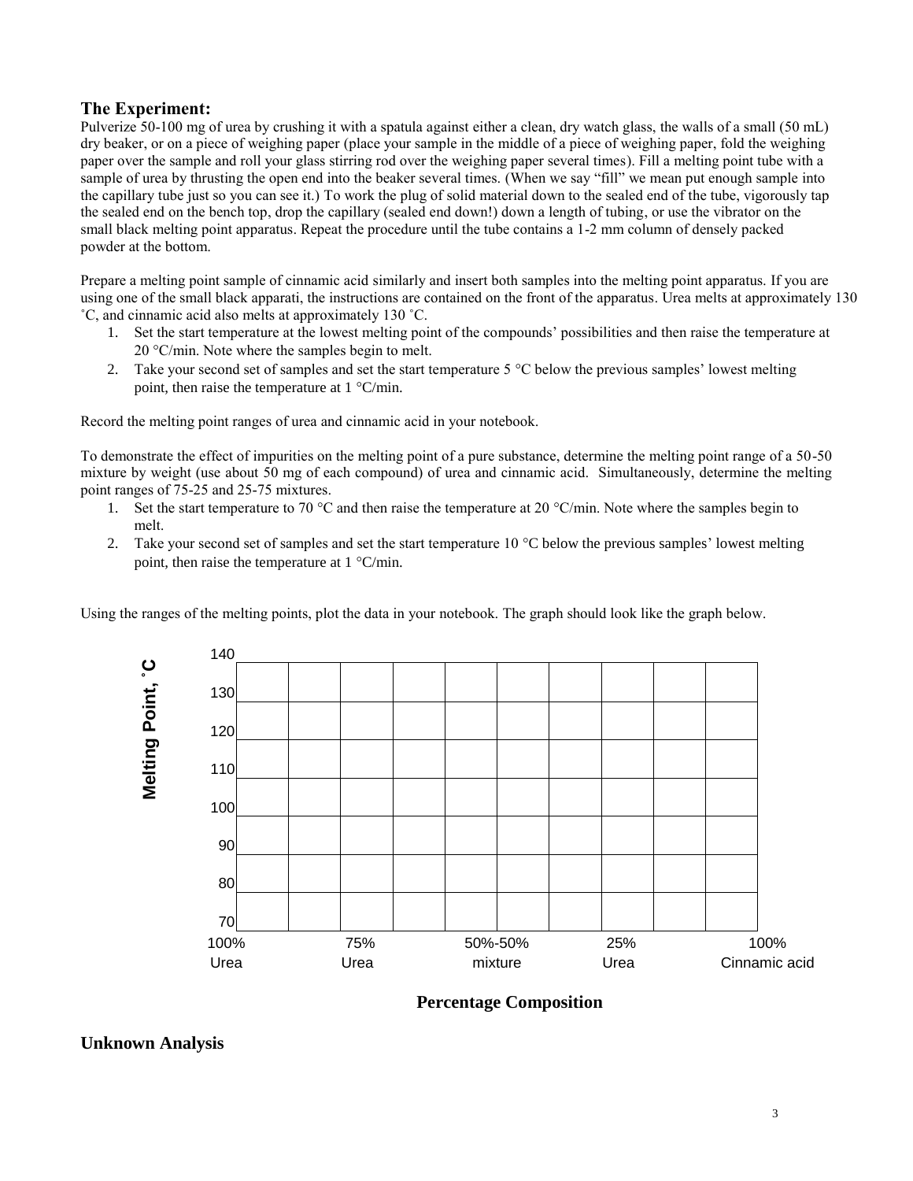## The Experiment:

Pulverize 50-100 mg of urea by crushing it with a spatula against either a clean, dry watch glass, the walls of a small (50 mL) dry beaker, or on a piece of weighing paper (place your sample in the middle of a piece of weighing paper, fold the weighing paper over the sample and roll your glass stirring rod over the weighing paper several times). Fill a melting point tube with a sample of urea by thrusting the open end into the beaker several times. (When we say "fill" we mean put enough sample into the capillary tube just so you can see it.) To work the plug of solid material down to the sealed end of the tube, vigorously tap the sealed end on the bench top, drop the capillary (sealed end down!) down a length of tubing, or use the vibrator on the small black melting point apparatus. Repeat the procedure until the tube contains a 1-2 mm column of densely packed powder at the bottom.

Prepare a melting point sample of cinnamic acid similarly and insert both samples into the melting point apparatus. If you are using one of the small black apparati, the instructions are contained on the front of the apparatus. Urea melts at approximately 130 ˚C, and cinnamic acid also melts at approximately 130 ˚C.

1. Set the start temperature at the lowest melting point of the compounds' possibilities and then raise the temperature at 20 °C/min. Note where the samples begin to melt.
2. Take your second set of samples and set the start temperature 5 °C below the previous samples' lowest melting point, then raise the temperature at 1 °C/min.

Record the melting point ranges of urea and cinnamic acid in your notebook.

To demonstrate the effect of impurities on the melting point of a pure substance, determine the melting point range of a 50-50 mixture by weight (use about 50 mg of each compound) of urea and cinnamic acid. Simultaneously, determine the melting point ranges of 75-25 and 25-75 mixtures.

1. Set the start temperature to 70 °C and then raise the temperature at 20 °C/min. Note where the samples begin to melt.
2. Take your second set of samples and set the start temperature 10 °C below the previous samples' lowest melting point, then raise the temperature at 1 °C/min.

Using the ranges of the melting points, plot the data in your notebook. The graph should look like the graph below.

**Melting Point, ˚C** (y-axis: 70, 80, 90, 100, 110, 120, 130, 140)

x-axis: 100% Urea | 75% Urea | 50%-50% mixture | 25% Urea | 100% Cinnamic acid

**Percentage Composition**

## Unknown Analysis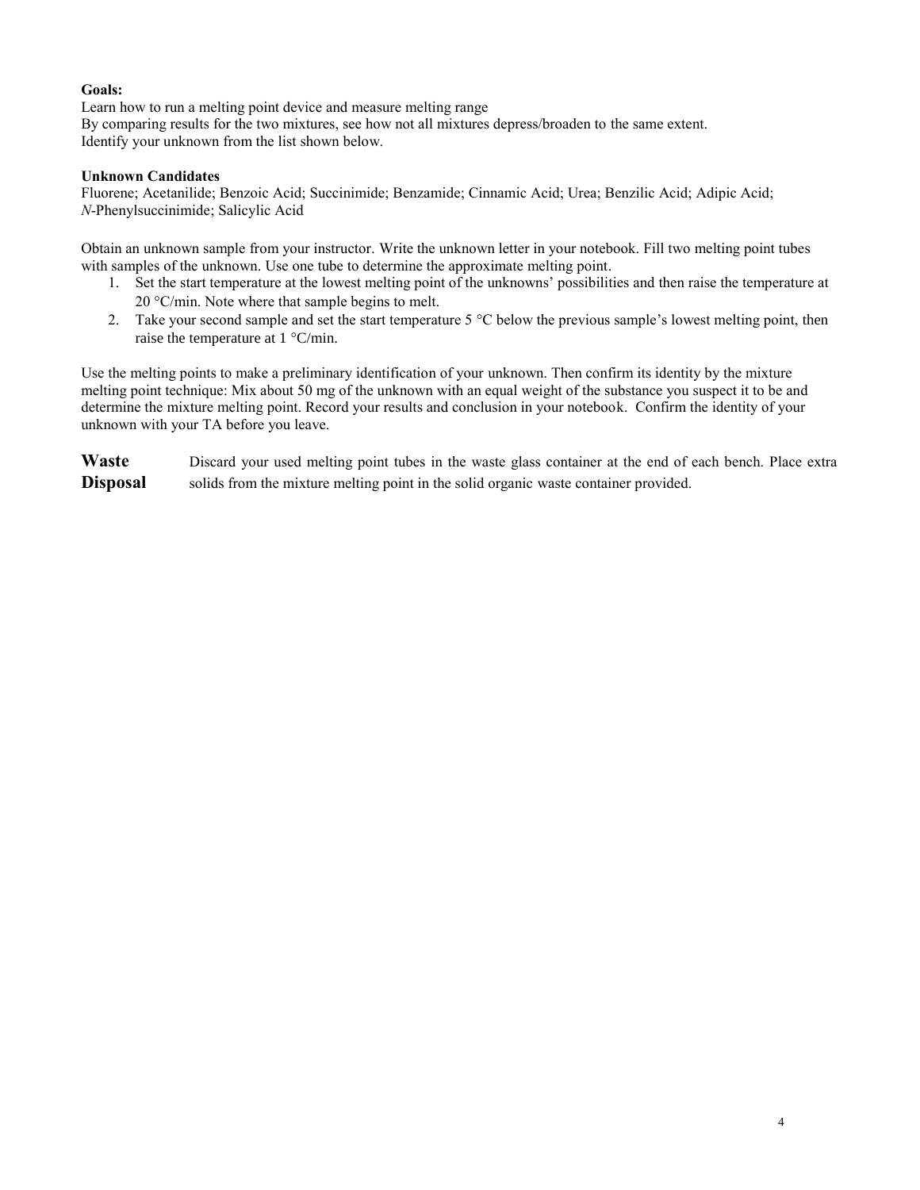**Goals:**

Learn how to run a melting point device and measure melting range
By comparing results for the two mixtures, see how not all mixtures depress/broaden to the same extent.
Identify your unknown from the list shown below.

**Unknown Candidates**

Fluorene; Acetanilide; Benzoic Acid; Succinimide; Benzamide; Cinnamic Acid; Urea; Benzilic Acid; Adipic Acid; *N*-Phenylsuccinimide; Salicylic Acid

Obtain an unknown sample from your instructor. Write the unknown letter in your notebook. Fill two melting point tubes with samples of the unknown. Use one tube to determine the approximate melting point.

1. Set the start temperature at the lowest melting point of the unknowns' possibilities and then raise the temperature at 20 °C/min. Note where that sample begins to melt.
2. Take your second sample and set the start temperature 5 °C below the previous sample's lowest melting point, then raise the temperature at 1 °C/min.

Use the melting points to make a preliminary identification of your unknown. Then confirm its identity by the mixture melting point technique: Mix about 50 mg of the unknown with an equal weight of the substance you suspect it to be and determine the mixture melting point. Record your results and conclusion in your notebook. Confirm the identity of your unknown with your TA before you leave.

**Waste Disposal** Discard your used melting point tubes in the waste glass container at the end of each bench. Place extra solids from the mixture melting point in the solid organic waste container provided.